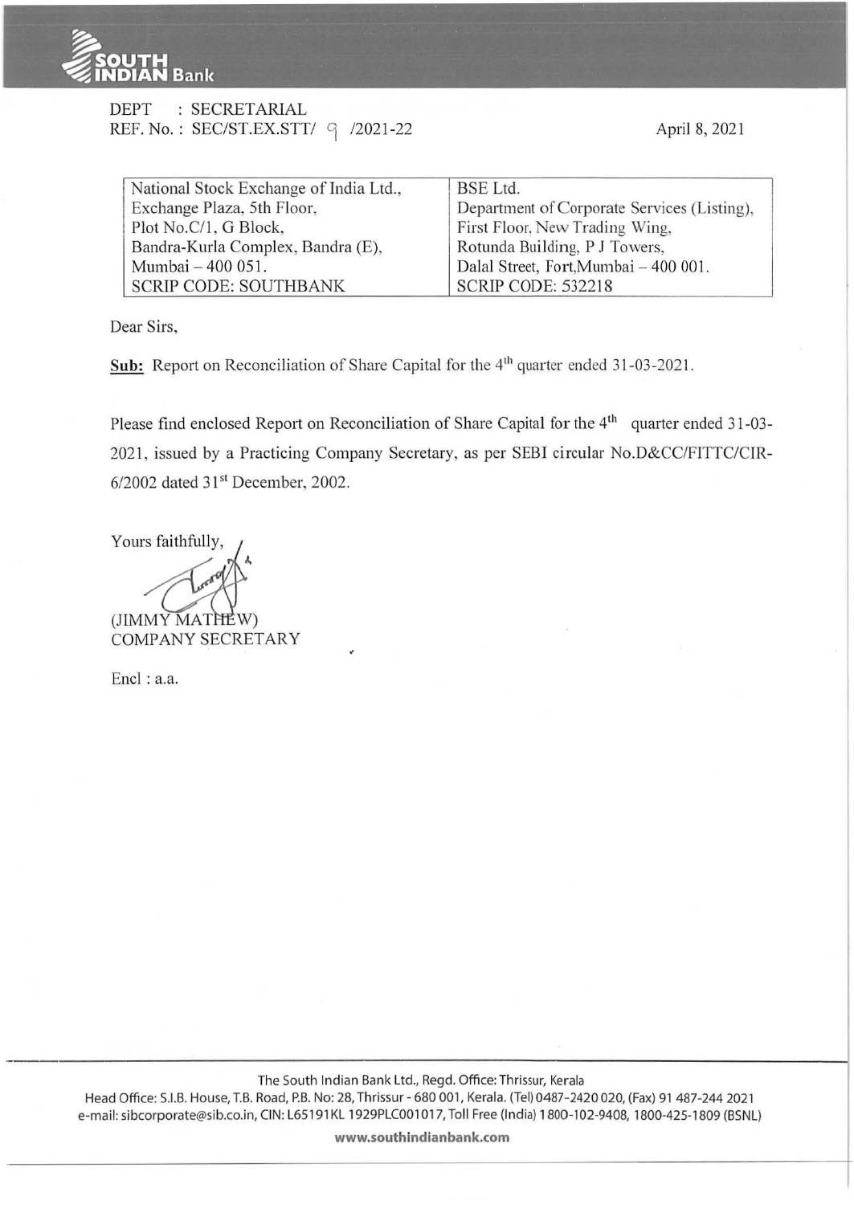DEPT : SECRETARIAL
REF. No. : SEC/ST.EX.STT/ 9 /2021-22

April 8, 2021

| National Stock Exchange of India Ltd., Exchange Plaza, 5th Floor, Plot No.C/1, G Block, Bandra-Kurla Complex, Bandra (E), Mumbai – 400 051. SCRIP CODE: SOUTHBANK | BSE Ltd. Department of Corporate Services (Listing), First Floor, New Trading Wing, Rotunda Building, P J Towers, Dalal Street, Fort,Mumbai – 400 001. SCRIP CODE: 532218 |
|---|---|

Dear Sirs,

**Sub:** Report on Reconciliation of Share Capital for the 4th quarter ended 31-03-2021.

Please find enclosed Report on Reconciliation of Share Capital for the 4th quarter ended 31-03-2021, issued by a Practicing Company Secretary, as per SEBI circular No.D&CC/FITTC/CIR-6/2002 dated 31st December, 2002.

Yours faithfully,

(JIMMY MATHEW)
COMPANY SECRETARY

Encl : a.a.

The South Indian Bank Ltd., Regd. Office: Thrissur, Kerala
Head Office: S.I.B. House, T.B. Road, P.B. No: 28, Thrissur - 680 001, Kerala. (Tel) 0487-2420 020, (Fax) 91 487-244 2021
e-mail: sibcorporate@sib.co.in, CIN: L65191KL1929PLC001017, Toll Free (India) 1800-102-9408, 1800-425-1809 (BSNL)
www.southindianbank.com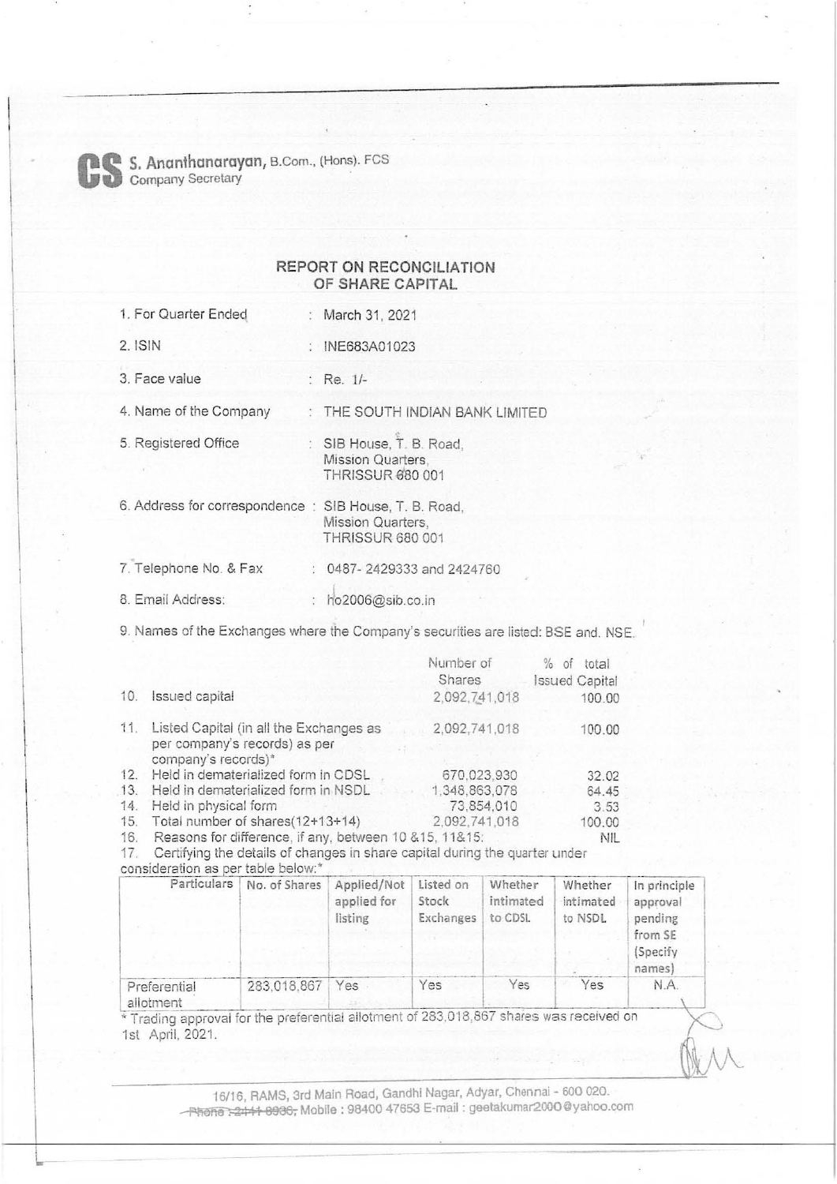**CS** S. Ananthanarayan, B.Com., (Hons). FCS
Company Secretary

## REPORT ON RECONCILIATION OF SHARE CAPITAL

1. For Quarter Ended : March 31, 2021
2. ISIN : INE683A01023
3. Face value : Re. 1/-
4. Name of the Company : THE SOUTH INDIAN BANK LIMITED
5. Registered Office : SIB House, T. B. Road, Mission Quarters, THRISSUR 680 001
6. Address for correspondence : SIB House, T. B. Road, Mission Quarters, THRISSUR 680 001
7. Telephone No. & Fax : 0487- 2429333 and 2424760
8. Email Address: : ho2006@sib.co.in
9. Names of the Exchanges where the Company's securities are listed: BSE and. NSE.

| | | Number of Shares | % of total Issued Capital |
|---|---|---|---|
| 10. | Issued capital | 2,092,741,018 | 100.00 |
| 11. | Listed Capital (in all the Exchanges as per company's records) as per company's records)* | 2,092,741,018 | 100.00 |
| 12. | Held in dematerialized form in CDSL | 670,023,930 | 32.02 |
| 13. | Held in dematerialized form in NSDL | 1,348,863,078 | 64.45 |
| 14. | Held in physical form | 73,854,010 | 3.53 |
| 15. | Total number of shares(12+13+14) | 2,092,741,018 | 100.00 |
| 16. | Reasons for difference, if any, between 10 &15, 11&15: | | NIL |

17. Certifying the details of changes in share capital during the quarter under consideration as per table below:*

| Particulars | No. of Shares | Applied/Not applied for listing | Listed on Stock Exchanges | Whether intimated to CDSL | Whether intimated to NSDL | In principle approval pending from SE (Specify names) |
|---|---|---|---|---|---|---|
| Preferential allotment | 283,018,867 | Yes | Yes | Yes | Yes | N.A. |

\* Trading approval for the preferential allotment of 283,018,867 shares was received on 1st April, 2021.

16/16, RAMS, 3rd Main Road, Gandhi Nagar, Adyar, Chennai - 600 020.
~~Phone : 2441 8936,~~ Mobile : 98400 47653 E-mail : geetakumar2000@yahoo.com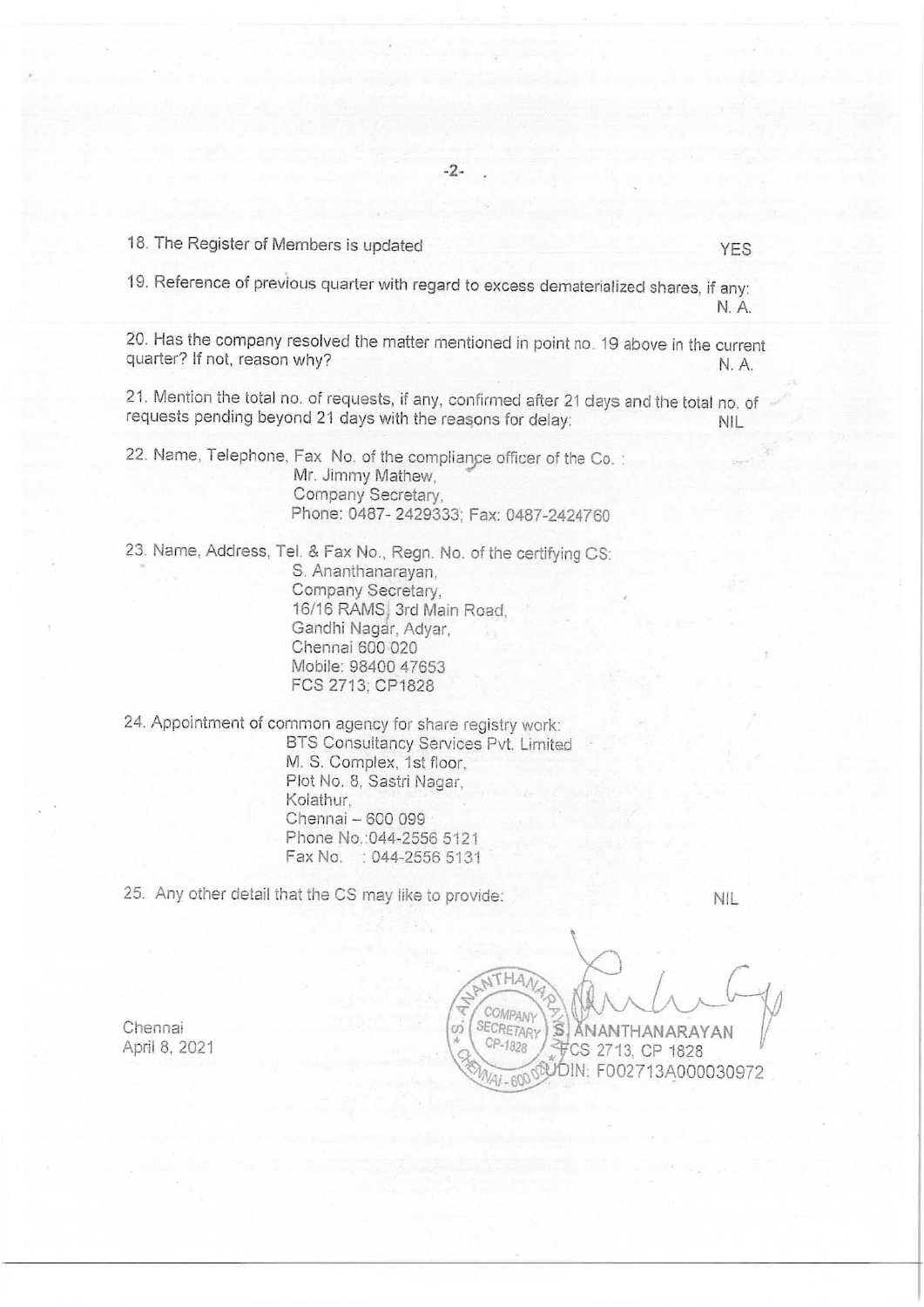18. The Register of Members is updated YES

19. Reference of previous quarter with regard to excess dematerialized shares, if any: N. A.

20. Has the company resolved the matter mentioned in point no. 19 above in the current quarter? If not, reason why? N. A.

21. Mention the total no. of requests, if any, confirmed after 21 days and the total no. of requests pending beyond 21 days with the reasons for delay: NIL

22. Name, Telephone, Fax No. of the compliance officer of the Co. :
    Mr. Jimmy Mathew,
    Company Secretary,
    Phone: 0487- 2429333; Fax: 0487-2424760

23. Name, Address, Tel. & Fax No., Regn. No. of the certifying CS:
    S. Ananthanarayan,
    Company Secretary,
    16/16 RAMS, 3rd Main Road,
    Gandhi Nagar, Adyar,
    Chennai 600 020
    Mobile: 98400 47653
    FCS 2713; CP1828

24. Appointment of common agency for share registry work:
    BTS Consultancy Services Pvt. Limited
    M. S. Complex, 1st floor,
    Plot No. 8, Sastri Nagar,
    Kolathur,
    Chennai – 600 099
    Phone No.:044-2556 5121
    Fax No. : 044-2556 5131

25. Any other detail that the CS may like to provide: NIL

Chennai
April 8, 2021

S. ANANTHANARAYAN
FCS 2713, CP 1828
UDIN: F002713A000030972